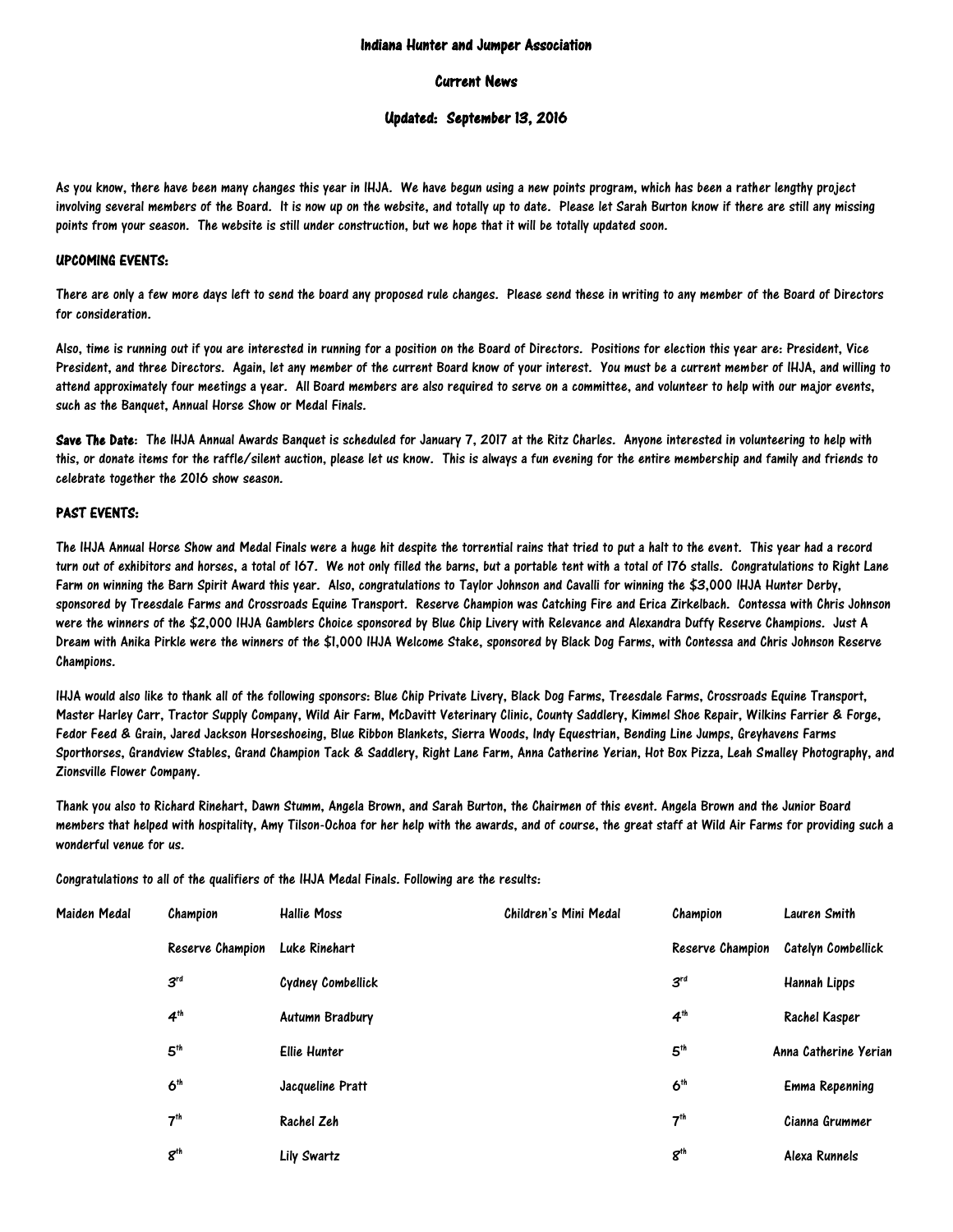# Indiana Hunter and Jumper Association

## Current News

### Updated: September 13, 2016

As you know, there have been many changes this year in IHJA. We have begun using a new points program, which has been a rather lengthy project involving several members of the Board. It is now up on the website, and totally up to date. Please let Sarah Burton know if there are still any missing points from your season. The website is still under construction, but we hope that it will be totally updated soon.

## UPCOMING EVENTS:

There are only a few more days left to send the board any proposed rule changes. Please send these in writing to any member of the Board of Directors for consideration.

Also, time is running out if you are interested in running for a position on the Board of Directors. Positions for election this year are: President, Vice President, and three Directors. Again, let any member of the current Board know of your interest. You must be a current member of IHJA, and willing to attend approximately four meetings a year. All Board members are also required to serve on a committee, and volunteer to help with our major events, such as the Banquet, Annual Horse Show or Medal Finals.

**Save The Date**: The IHJA Annual Awards Banquet is scheduled for January 7, 2017 at the Ritz Charles. Anyone interested in volunteering to help with this, or donate items for the raffle/silent auction, please let us know. This is always a fun evening for the entire membership and family and friends to celebrate together the 2016 show season.

## PAST EVENTS:

The IHJA Annual Horse Show and Medal Finals were a huge hit despite the torrential rains that tried to put a halt to the event. This year had a record turn out of exhibitors and horses, a total of 167. We not only filled the barns, but a portable tent with a total of 176 stalls. Congratulations to Right Lane Farm on winning the Barn Spirit Award this year. Also, congratulations to Taylor Johnson and Cavalli for winning the $3,000 IHJA Hunter Derby, sponsored by Treesdale Farms and Crossroads Equine Transport. Reserve Champion was Catching Fire and Erica Zirkelbach. Contessa with Chris Johnson were the winners of the $2,000 IHJA Gamblers Choice sponsored by Blue Chip Livery with Relevance and Alexandra Duffy Reserve Champions. Just A Dream with Anika Pirkle were the winners of the $1,000 IHJA Welcome Stake, sponsored by Black Dog Farms, with Contessa and Chris Johnson Reserve Champions.

IHJA would also like to thank all of the following sponsors: Blue Chip Private Livery, Black Dog Farms, Treesdale Farms, Crossroads Equine Transport, Master Harley Carr, Tractor Supply Company, Wild Air Farm, McDavitt Veterinary Clinic, County Saddlery, Kimmel Shoe Repair, Wilkins Farrier & Forge, Fedor Feed & Grain, Jared Jackson Horseshoeing, Blue Ribbon Blankets, Sierra Woods, Indy Equestrian, Bending Line Jumps, Greyhavens Farms Sporthorses, Grandview Stables, Grand Champion Tack & Saddlery, Right Lane Farm, Anna Catherine Yerian, Hot Box Pizza, Leah Smalley Photography, and Zionsville Flower Company.

Thank you also to Richard Rinehart, Dawn Stumm, Angela Brown, and Sarah Burton, the Chairmen of this event. Angela Brown and the Junior Board members that helped with hospitality, Amy Tilson-Ochoa for her help with the awards, and of course, the great staff at Wild Air Farms for providing such a wonderful venue for us.

Congratulations to all of the qualifiers of the IHJA Medal Finals. Following are the results:

| Maiden Medal | Champion | Hallie Moss | Children's Mini Medal | Champion | Lauren Smith |
|---|---|---|---|---|---|
| | Reserve Champion | Luke Rinehart | | Reserve Champion | Catelyn Combellick |
| | 3rd | Cydney Combellick | | 3rd | Hannah Lipps |
| | 4th | Autumn Bradbury | | 4th | Rachel Kasper |
| | 5th | Ellie Hunter | | 5th | Anna Catherine Yerian |
| | 6th | Jacqueline Pratt | | 6th | Emma Repenning |
| | 7th | Rachel Zeh | | 7th | Cianna Grummer |
| | 8th | Lily Swartz | | 8th | Alexa Runnels |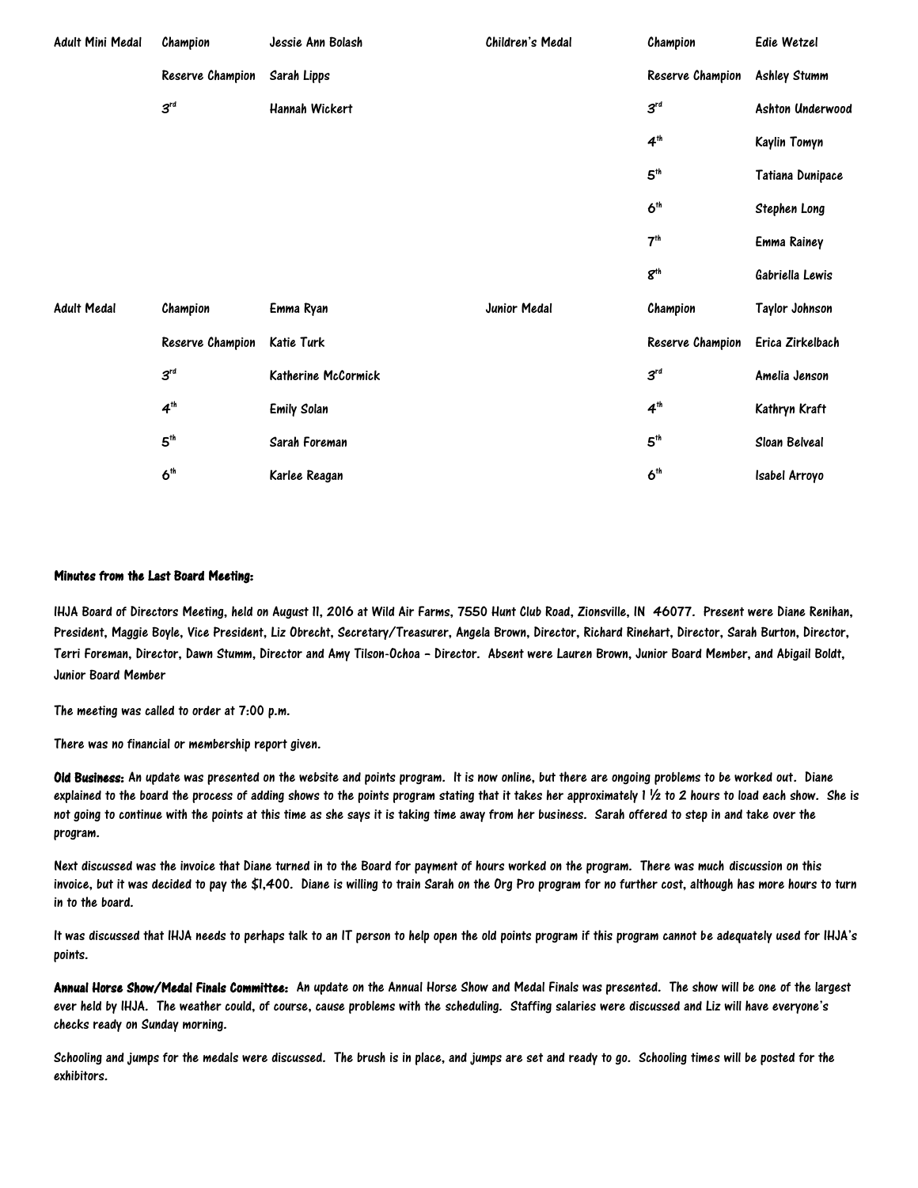| Adult Mini Medal | Champion | Jessie Ann Bolash | Children's Medal | Champion | Edie Wetzel |
|---|---|---|---|---|---|
| | Reserve Champion | Sarah Lipps | | Reserve Champion | Ashley Stumm |
| | 3rd | Hannah Wickert | | 3rd | Ashton Underwood |
| | | | | 4th | Kaylin Tomyn |
| | | | | 5th | Tatiana Dunipace |
| | | | | 6th | Stephen Long |
| | | | | 7th | Emma Rainey |
| | | | | 8th | Gabriella Lewis |
| Adult Medal | Champion | Emma Ryan | Junior Medal | Champion | Taylor Johnson |
| | Reserve Champion | Katie Turk | | Reserve Champion | Erica Zirkelbach |
| | 3rd | Katherine McCormick | | 3rd | Amelia Jenson |
| | 4th | Emily Solan | | 4th | Kathryn Kraft |
| | 5th | Sarah Foreman | | 5th | Sloan Belveal |
| | 6th | Karlee Reagan | | 6th | Isabel Arroyo |

**Minutes from the Last Board Meeting:**

IHJA Board of Directors Meeting, held on August 11, 2016 at Wild Air Farms, 7550 Hunt Club Road, Zionsville, IN 46077. Present were Diane Renihan, President, Maggie Boyle, Vice President, Liz Obrecht, Secretary/Treasurer, Angela Brown, Director, Richard Rinehart, Director, Sarah Burton, Director, Terri Foreman, Director, Dawn Stumm, Director and Amy Tilson-Ochoa – Director. Absent were Lauren Brown, Junior Board Member, and Abigail Boldt, Junior Board Member

The meeting was called to order at 7:00 p.m.

There was no financial or membership report given.

**Old Business:** An update was presented on the website and points program. It is now online, but there are ongoing problems to be worked out. Diane explained to the board the process of adding shows to the points program stating that it takes her approximately 1 ½ to 2 hours to load each show. She is not going to continue with the points at this time as she says it is taking time away from her business. Sarah offered to step in and take over the program.

Next discussed was the invoice that Diane turned in to the Board for payment of hours worked on the program. There was much discussion on this invoice, but it was decided to pay the $1,400. Diane is willing to train Sarah on the Org Pro program for no further cost, although has more hours to turn in to the board.

It was discussed that IHJA needs to perhaps talk to an IT person to help open the old points program if this program cannot be adequately used for IHJA's points.

**Annual Horse Show/Medal Finals Committee:** An update on the Annual Horse Show and Medal Finals was presented. The show will be one of the largest ever held by IHJA. The weather could, of course, cause problems with the scheduling. Staffing salaries were discussed and Liz will have everyone's checks ready on Sunday morning.

Schooling and jumps for the medals were discussed. The brush is in place, and jumps are set and ready to go. Schooling times will be posted for the exhibitors.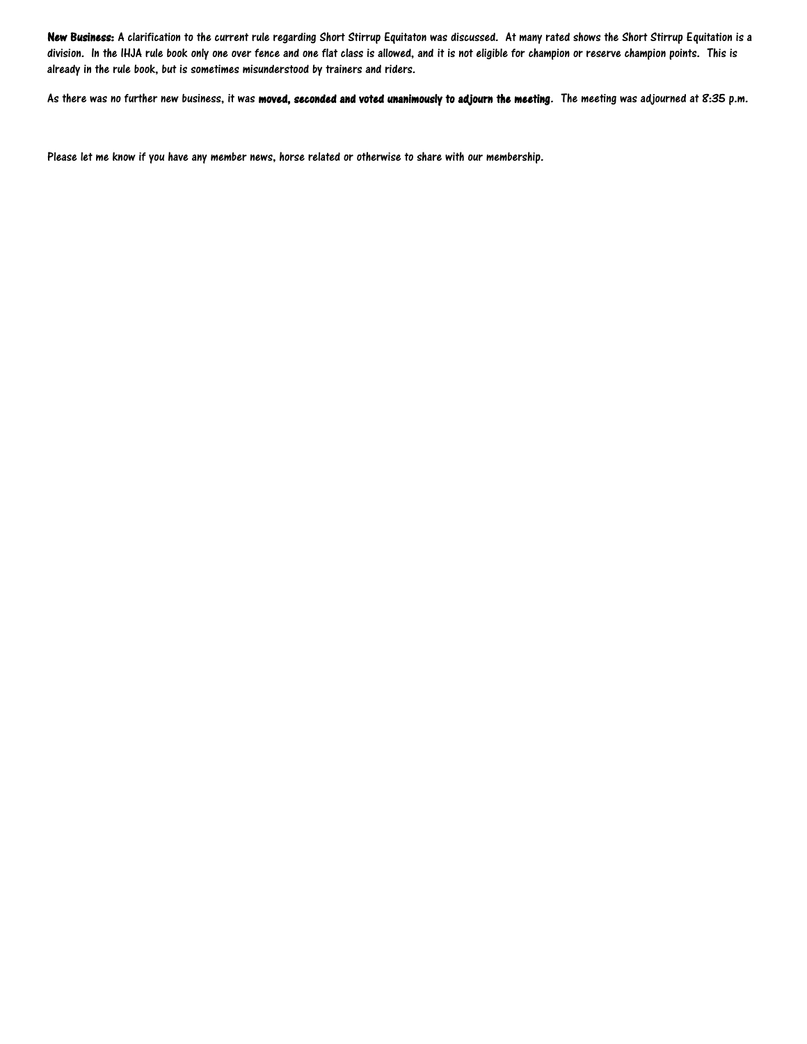**New Business:** A clarification to the current rule regarding Short Stirrup Equitaton was discussed. At many rated shows the Short Stirrup Equitation is a division. In the IHJA rule book only one over fence and one flat class is allowed, and it is not eligible for champion or reserve champion points. This is already in the rule book, but is sometimes misunderstood by trainers and riders.

As there was no further new business, it was **moved, seconded and voted unanimously to adjourn the meeting**. The meeting was adjourned at 8:35 p.m.

Please let me know if you have any member news, horse related or otherwise to share with our membership.